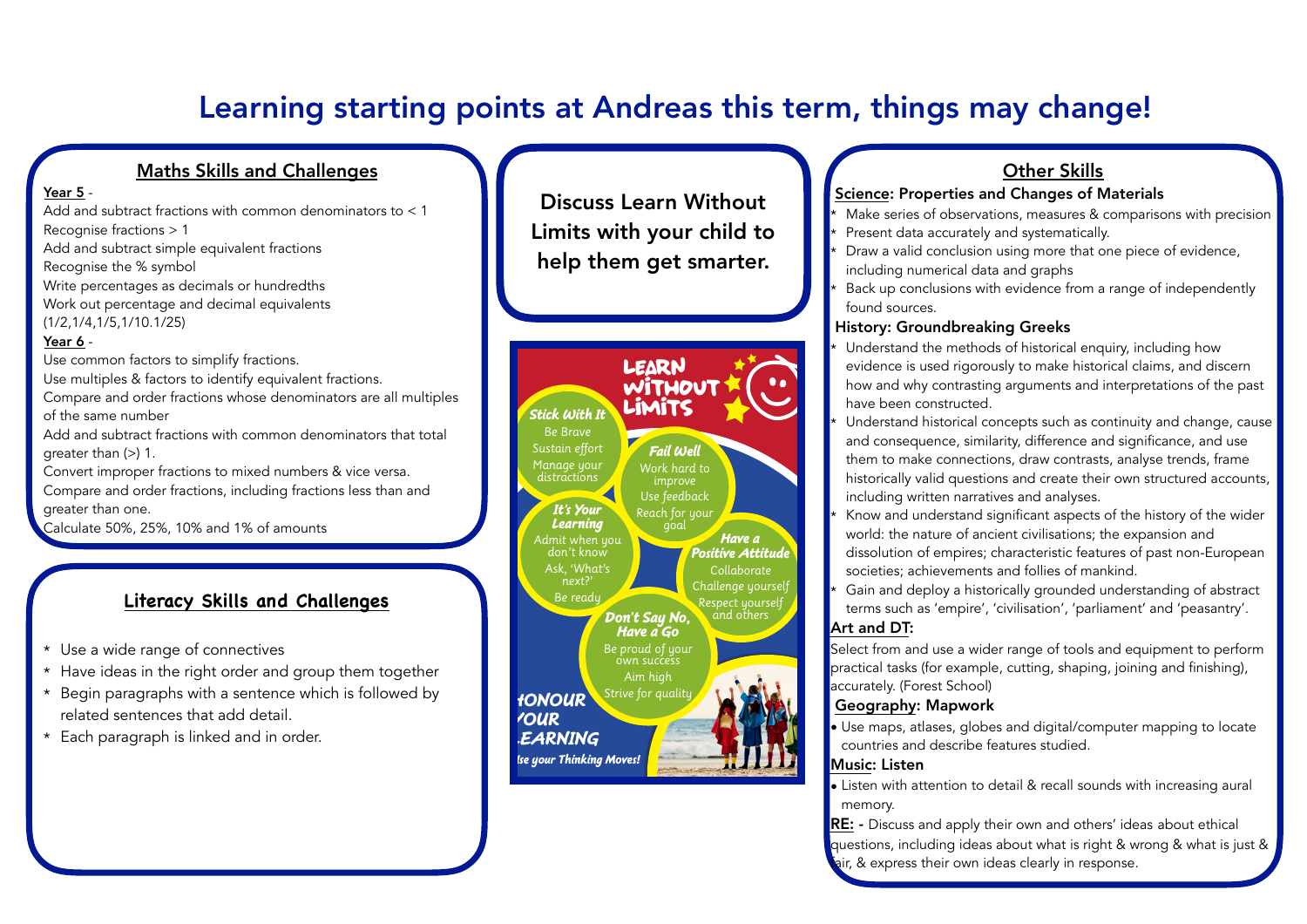# Learning starting points at Andreas this term, things may change!

## Maths Skills and Challenges

**Year 5** -

Add and subtract fractions with common denominators to < 1
Recognise fractions > 1
Add and subtract simple equivalent fractions
Recognise the % symbol
Write percentages as decimals or hundredths
Work out percentage and decimal equivalents (1/2,1/4,1/5,1/10.1/25)

**Year 6** -

Use common factors to simplify fractions.
Use multiples & factors to identify equivalent fractions.
Compare and order fractions whose denominators are all multiples of the same number
Add and subtract fractions with common denominators that total greater than (>) 1.
Convert improper fractions to mixed numbers & vice versa.
Compare and order fractions, including fractions less than and greater than one.
Calculate 50%, 25%, 10% and 1% of amounts

## Literacy Skills and Challenges

* Use a wide range of connectives
* Have ideas in the right order and group them together
* Begin paragraphs with a sentence which is followed by related sentences that add detail.
* Each paragraph is linked and in order.

## Discuss Learn Without Limits with your child to help them get smarter.

**LEARN WITHOUT LIMITS**

**Stick With It**
Be Brave
Sustain effort
Manage your distractions

**Fail Well**
Work hard to improve
Use feedback
Reach for your goal

**It's Your Learning**
Admit when you don't know
Ask, 'What's next?'
Be ready

**Have a Positive Attitude**
Collaborate
Challenge yourself
Respect yourself and others

**Don't Say No, Have a Go**
Be proud of your own success
Aim high
Strive for quality

**HONOUR YOUR LEARNING**
Use your Thinking Moves!

## Other Skills

**Science: Properties and Changes of Materials**

* Make series of observations, measures & comparisons with precision
* Present data accurately and systematically.
* Draw a valid conclusion using more that one piece of evidence, including numerical data and graphs
* Back up conclusions with evidence from a range of independently found sources.

**History: Groundbreaking Greeks**

* Understand the methods of historical enquiry, including how evidence is used rigorously to make historical claims, and discern how and why contrasting arguments and interpretations of the past have been constructed.
* Understand historical concepts such as continuity and change, cause and consequence, similarity, difference and significance, and use them to make connections, draw contrasts, analyse trends, frame historically valid questions and create their own structured accounts, including written narratives and analyses.
* Know and understand significant aspects of the history of the wider world: the nature of ancient civilisations; the expansion and dissolution of empires; characteristic features of past non-European societies; achievements and follies of mankind.
* Gain and deploy a historically grounded understanding of abstract terms such as 'empire', 'civilisation', 'parliament' and 'peasantry'.

**Art and DT:**

Select from and use a wider range of tools and equipment to perform practical tasks (for example, cutting, shaping, joining and finishing), accurately. (Forest School)

**Geography: Mapwork**

- Use maps, atlases, globes and digital/computer mapping to locate countries and describe features studied.

**Music: Listen**

- Listen with attention to detail & recall sounds with increasing aural memory.

**RE:** - Discuss and apply their own and others' ideas about ethical questions, including ideas about what is right & wrong & what is just & fair, & express their own ideas clearly in response.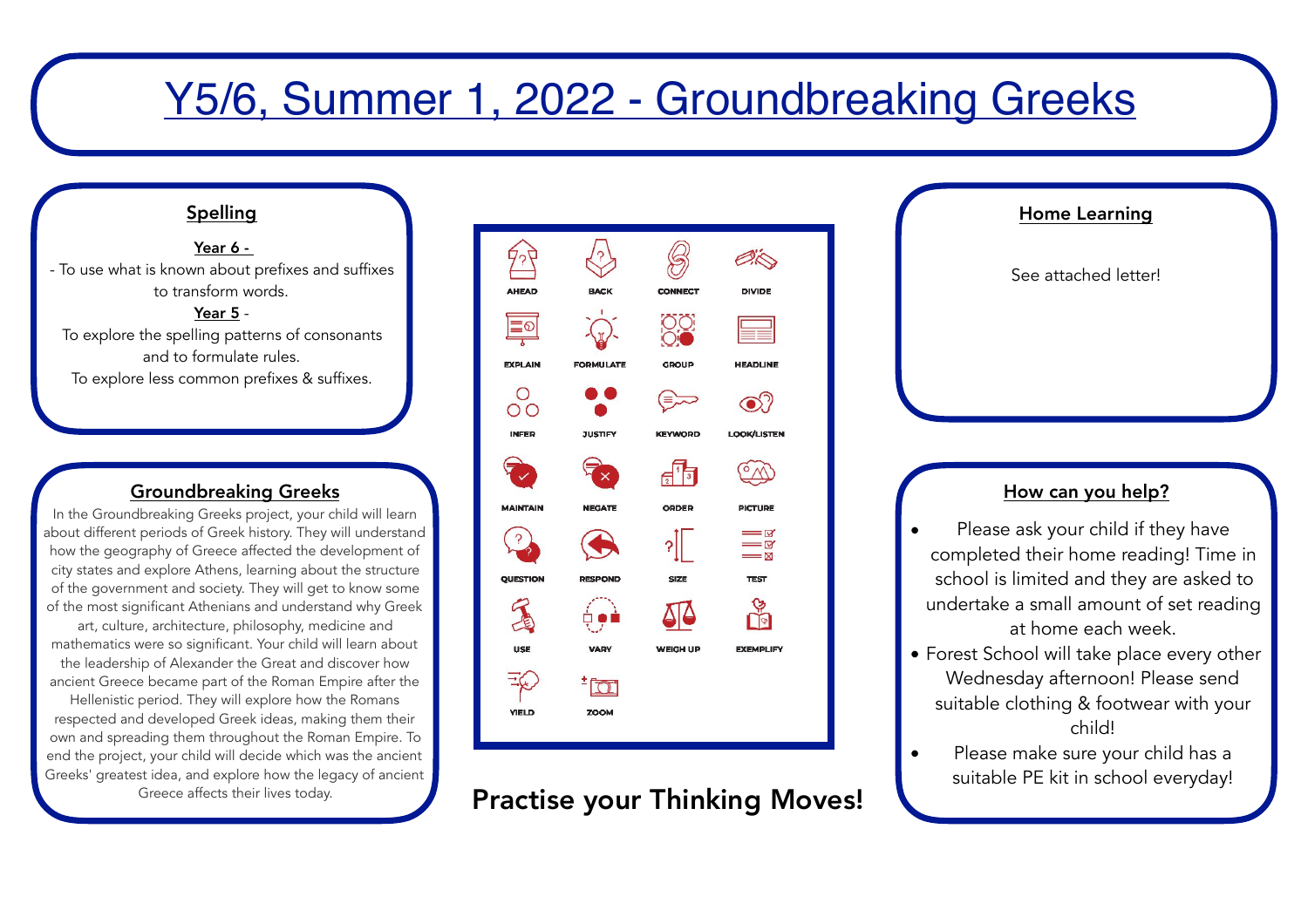# Y5/6, Summer 1, 2022 - Groundbreaking Greeks

## Spelling

**Year 6 -**

- To use what is known about prefixes and suffixes to transform words.

**Year 5** -

To explore the spelling patterns of consonants and to formulate rules.

To explore less common prefixes & suffixes.

## Groundbreaking Greeks

In the Groundbreaking Greeks project, your child will learn about different periods of Greek history. They will understand how the geography of Greece affected the development of city states and explore Athens, learning about the structure of the government and society. They will get to know some of the most significant Athenians and understand why Greek art, culture, architecture, philosophy, medicine and mathematics were so significant. Your child will learn about the leadership of Alexander the Great and discover how ancient Greece became part of the Roman Empire after the Hellenistic period. They will explore how the Romans respected and developed Greek ideas, making them their own and spreading them throughout the Roman Empire. To end the project, your child will decide which was the ancient Greeks' greatest idea, and explore how the legacy of ancient Greece affects their lives today.

AHEAD
BACK
CONNECT
DIVIDE
EXPLAIN
FORMULATE
GROUP
HEADLINE
INFER
JUSTIFY
KEYWORD
LOOK/LISTEN
MAINTAIN
NEGATE
ORDER
PICTURE
QUESTION
RESPOND
SIZE
TEST
USE
VARY
WEIGH UP
EXEMPLIFY
YIELD
ZOOM

**Practise your Thinking Moves!**

## Home Learning

See attached letter!

## How can you help?

- Please ask your child if they have completed their home reading! Time in school is limited and they are asked to undertake a small amount of set reading at home each week.
- Forest School will take place every other Wednesday afternoon! Please send suitable clothing & footwear with your child!
- Please make sure your child has a suitable PE kit in school everyday!